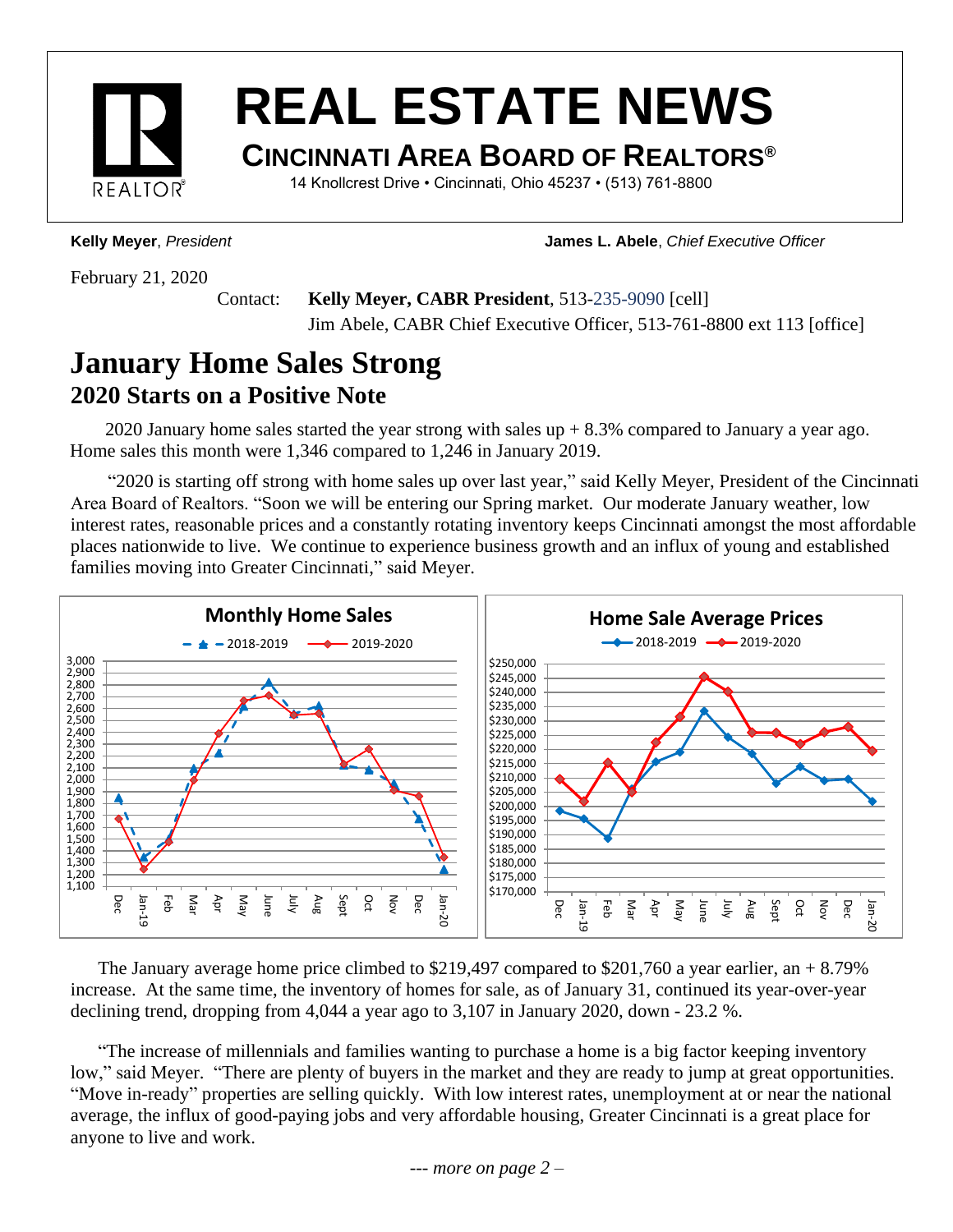# REAL ESTATE NEWS

**CINCINNATI AREA BOARD OF REALTORS®**

14 Knollcrest Drive • Cincinnati, Ohio 45237 • (513) 761-8800

REALTOR®

**Kelly Meyer**, *President*

**James L. Abele**, *Chief Executive Officer*

February 21, 2020

Contact: **Kelly Meyer, CABR President**, 513-235-9090 [cell]
Jim Abele, CABR Chief Executive Officer, 513-761-8800 ext 113 [office]

# January Home Sales Strong

## 2020 Starts on a Positive Note

2020 January home sales started the year strong with sales up + 8.3% compared to January a year ago. Home sales this month were 1,346 compared to 1,246 in January 2019.

"2020 is starting off strong with home sales up over last year," said Kelly Meyer, President of the Cincinnati Area Board of Realtors. "Soon we will be entering our Spring market. Our moderate January weather, low interest rates, reasonable prices and a constantly rotating inventory keeps Cincinnati amongst the most affordable places nationwide to live. We continue to experience business growth and an influx of young and established families moving into Greater Cincinnati," said Meyer.

**Monthly Home Sales**

2018-2019 — 2019-2020

3,000 2,900 2,800 2,700 2,600 2,500 2,400 2,300 2,200 2,100 2,000 1,900 1,800 1,700 1,600 1,500 1,400 1,300 1,200 1,100

Dec Jan-19 Feb Mar Apr May June July Aug Sept Oct Nov Dec Jan-20

**Home Sale Average Prices**

2018-2019 — 2019-2020

$250,000 $245,000 $240,000 $235,000 $230,000 $225,000 $220,000 $215,000 $210,000 $205,000 $200,000 $195,000 $190,000 $185,000 $180,000 $175,000 $170,000

Dec Jan-19 Feb Mar Apr May June July Aug Sept Oct Nov Dec Jan-20

The January average home price climbed to $219,497 compared to $201,760 a year earlier, an + 8.79% increase. At the same time, the inventory of homes for sale, as of January 31, continued its year-over-year declining trend, dropping from 4,044 a year ago to 3,107 in January 2020, down - 23.2 %.

"The increase of millennials and families wanting to purchase a home is a big factor keeping inventory low," said Meyer. "There are plenty of buyers in the market and they are ready to jump at great opportunities. "Move in-ready" properties are selling quickly. With low interest rates, unemployment at or near the national average, the influx of good-paying jobs and very affordable housing, Greater Cincinnati is a great place for anyone to live and work.

*--- more on page 2 –*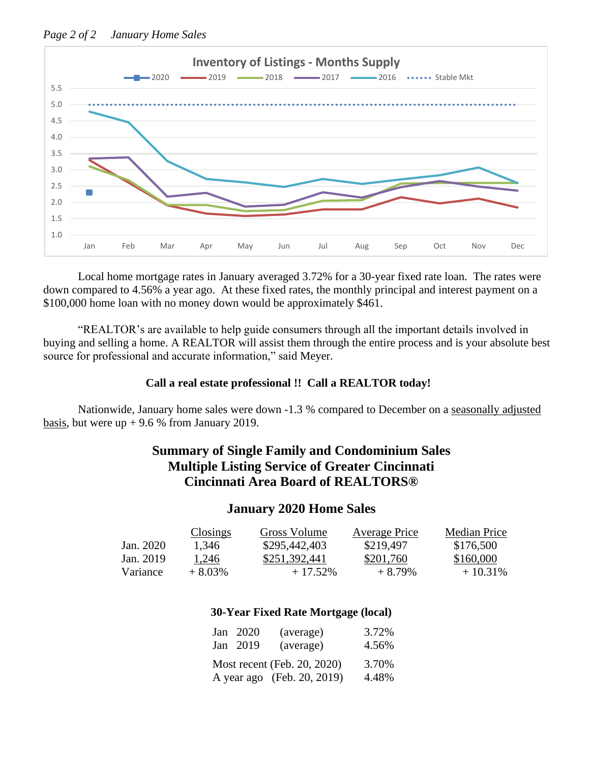Inventory of Listings - Months Supply

2020
2019
2018
2017
2016
Stable Mkt

5.5
5.0
4.5
4.0
3.5
3.0
2.5
2.0
1.5
1.0

Jan Feb Mar Apr May Jun Jul Aug Sep Oct Nov Dec

Local home mortgage rates in January averaged 3.72% for a 30-year fixed rate loan. The rates were down compared to 4.56% a year ago. At these fixed rates, the monthly principal and interest payment on a $100,000 home loan with no money down would be approximately $461.

"REALTOR's are available to help guide consumers through all the important details involved in buying and selling a home. A REALTOR will assist them through the entire process and is your absolute best source for professional and accurate information," said Meyer.

**Call a real estate professional !! Call a REALTOR today!**

Nationwide, January home sales were down -1.3 % compared to December on a seasonally adjusted basis, but were up + 9.6 % from January 2019.

## Summary of Single Family and Condominium Sales
## Multiple Listing Service of Greater Cincinnati
## Cincinnati Area Board of REALTORS®

### January 2020 Home Sales

| | Closings | Gross Volume | Average Price | Median Price |
|---|---|---|---|---|
| Jan. 2020 | 1,346 | $295,442,403 | $219,497 | $176,500 |
| Jan. 2019 | 1,246 | $251,392,441 | $201,760 | $160,000 |
| Variance | + 8.03% | + 17.52% | + 8.79% | + 10.31% |

**30-Year Fixed Rate Mortgage (local)**

| | | |
|---|---|---|
| Jan 2020 | (average) | 3.72% |
| Jan 2019 | (average) | 4.56% |
| Most recent (Feb. 20, 2020) | | 3.70% |
| A year ago (Feb. 20, 2019) | | 4.48% |